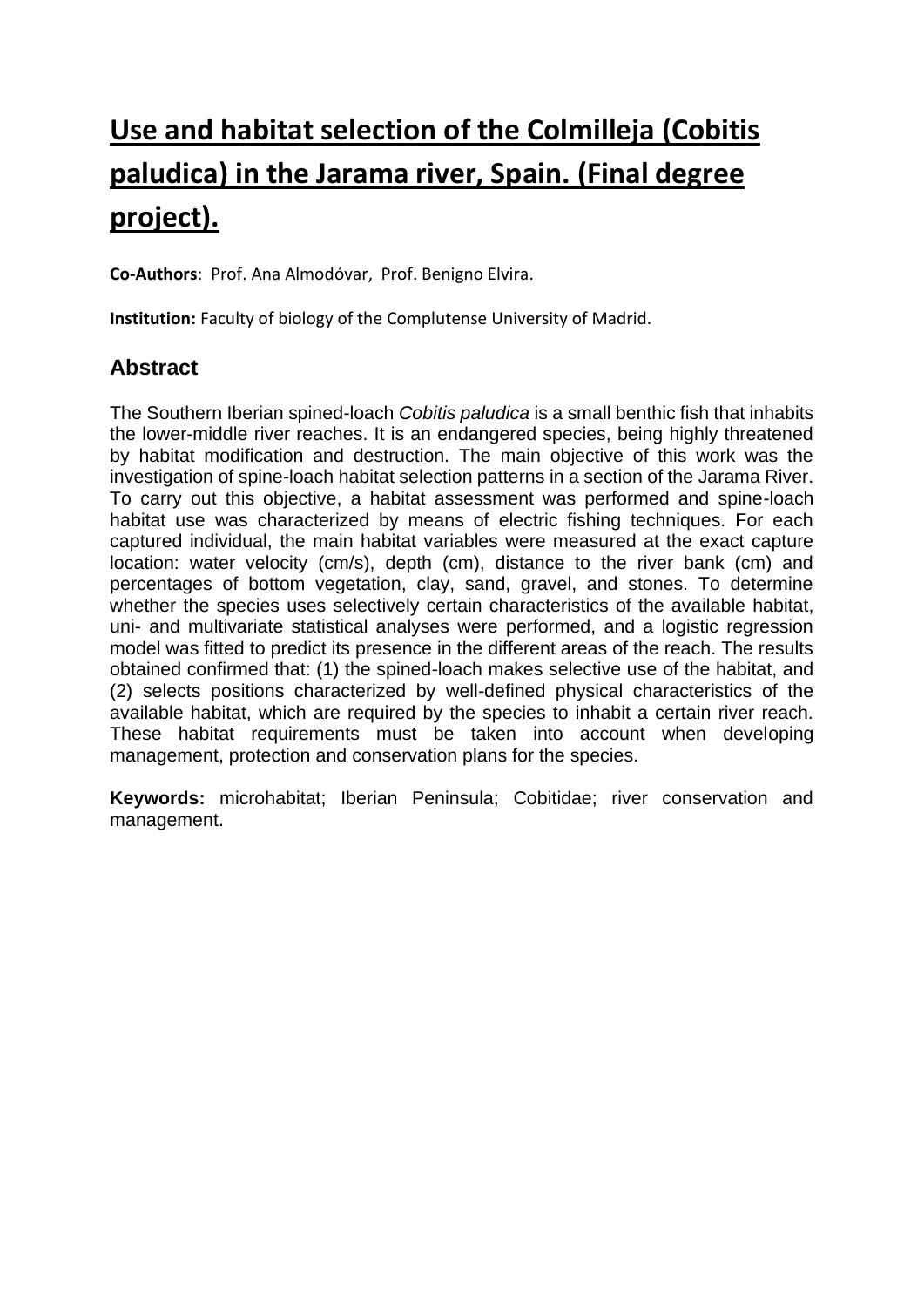# Use and habitat selection of the Colmilleja (Cobitis paludica) in the Jarama river, Spain. (Final degree project).

**Co-Authors**: Prof. Ana Almodóvar, Prof. Benigno Elvira.

**Institution:** Faculty of biology of the Complutense University of Madrid.

## Abstract

The Southern Iberian spined-loach *Cobitis paludica* is a small benthic fish that inhabits the lower-middle river reaches. It is an endangered species, being highly threatened by habitat modification and destruction. The main objective of this work was the investigation of spine-loach habitat selection patterns in a section of the Jarama River. To carry out this objective, a habitat assessment was performed and spine-loach habitat use was characterized by means of electric fishing techniques. For each captured individual, the main habitat variables were measured at the exact capture location: water velocity (cm/s), depth (cm), distance to the river bank (cm) and percentages of bottom vegetation, clay, sand, gravel, and stones. To determine whether the species uses selectively certain characteristics of the available habitat, uni- and multivariate statistical analyses were performed, and a logistic regression model was fitted to predict its presence in the different areas of the reach. The results obtained confirmed that: (1) the spined-loach makes selective use of the habitat, and (2) selects positions characterized by well-defined physical characteristics of the available habitat, which are required by the species to inhabit a certain river reach. These habitat requirements must be taken into account when developing management, protection and conservation plans for the species.

**Keywords:** microhabitat; Iberian Peninsula; Cobitidae; river conservation and management.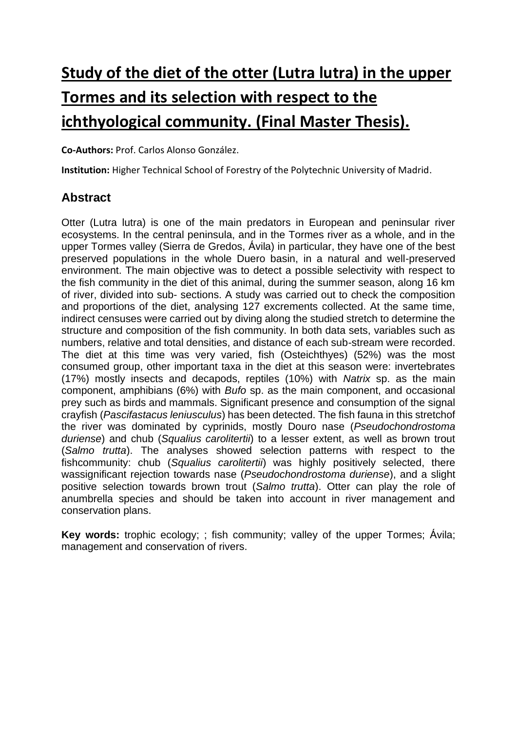# Study of the diet of the otter (Lutra lutra) in the upper Tormes and its selection with respect to the ichthyological community. (Final Master Thesis).

**Co-Authors:** Prof. Carlos Alonso González.

**Institution:** Higher Technical School of Forestry of the Polytechnic University of Madrid.

## Abstract

Otter (Lutra lutra) is one of the main predators in European and peninsular river ecosystems. In the central peninsula, and in the Tormes river as a whole, and in the upper Tormes valley (Sierra de Gredos, Ávila) in particular, they have one of the best preserved populations in the whole Duero basin, in a natural and well-preserved environment. The main objective was to detect a possible selectivity with respect to the fish community in the diet of this animal, during the summer season, along 16 km of river, divided into sub- sections. A study was carried out to check the composition and proportions of the diet, analysing 127 excrements collected. At the same time, indirect censuses were carried out by diving along the studied stretch to determine the structure and composition of the fish community. In both data sets, variables such as numbers, relative and total densities, and distance of each sub-stream were recorded. The diet at this time was very varied, fish (Osteichthyes) (52%) was the most consumed group, other important taxa in the diet at this season were: invertebrates (17%) mostly insects and decapods, reptiles (10%) with *Natrix* sp. as the main component, amphibians (6%) with *Bufo* sp. as the main component, and occasional prey such as birds and mammals. Significant presence and consumption of the signal crayfish (*Pascifastacus leniusculus*) has been detected. The fish fauna in this stretchof the river was dominated by cyprinids, mostly Douro nase (*Pseudochondrostoma duriense*) and chub (*Squalius carolitertii*) to a lesser extent, as well as brown trout (*Salmo trutta*). The analyses showed selection patterns with respect to the fishcommunity: chub (*Squalius carolitertii*) was highly positively selected, there wassignificant rejection towards nase (*Pseudochondrostoma duriense*), and a slight positive selection towards brown trout (*Salmo trutta*). Otter can play the role of anumbrella species and should be taken into account in river management and conservation plans.

**Key words:** trophic ecology; ; fish community; valley of the upper Tormes; Ávila; management and conservation of rivers.